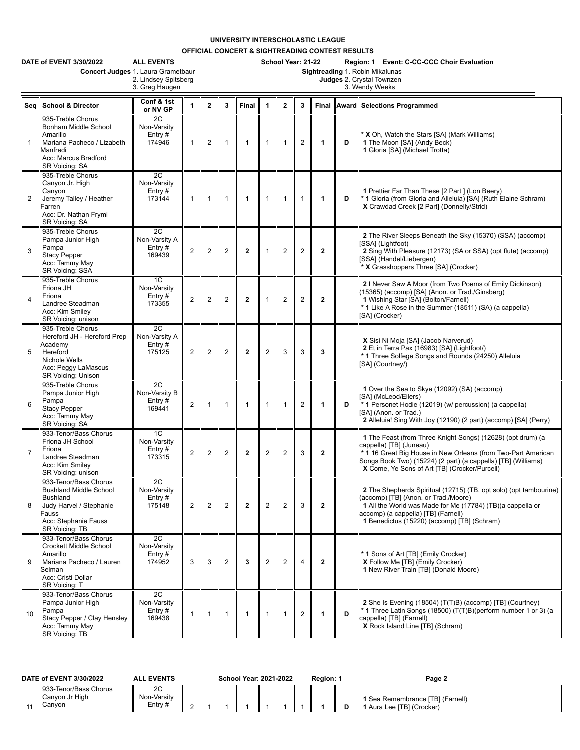# UNIVERSITY INTERSCHOLASTIC LEAGUE

## OFFICIAL CONCERT & SIGHTREADING CONTEST RESULTS

**DATE of EVENT 3/30/2022** **ALL EVENTS** **School Year: 21-22** **Region: 1 Event: C-CC-CCC Choir Evaluation**

**Concert Judges** 1. Laura Grametbaur
2. Lindsey Spitsberg
3. Greg Haugen

**Sightreading Judges** 1. Robin Mikalunas
2. Crystal Townzen
3. Wendy Weeks

| Seq | School & Director | Conf & 1st or NV GP | 1 | 2 | 3 | Final | 1 | 2 | 3 | Final | Award | Selections Programmed |
|---|---|---|---|---|---|---|---|---|---|---|---|---|
| 1 | 935-Treble Chorus<br>Bonham Middle School<br>Amarillo<br>Mariana Pacheco / Lizabeth Manfredi<br>Acc: Marcus Bradford<br>SR Voicing: SA | 2C<br>Non-Varsity<br>Entry #<br>174946 | 1 | 2 | 1 | **1** | 1 | 1 | 2 | **1** | **D** | * **X** Oh, Watch the Stars [SA] (Mark Williams)<br>**1** The Moon [SA] (Andy Beck)<br>**1** Gloria [SA] (Michael Trotta) |
| 2 | 935-Treble Chorus<br>Canyon Jr. High<br>Canyon<br>Jeremy Talley / Heather Farren<br>Acc: Dr. Nathan Fryml<br>SR Voicing: SA | 2C<br>Non-Varsity<br>Entry #<br>173144 | 1 | 1 | 1 | **1** | 1 | 1 | 1 | **1** | **D** | **1** Prettier Far Than These [2 Part ] (Lon Beery)<br>* **1** Gloria (from Gloria and Alleluia) [SA] (Ruth Elaine Schram)<br>**X** Crawdad Creek [2 Part] (Donnelly/Strid) |
| 3 | 935-Treble Chorus<br>Pampa Junior High<br>Pampa<br>Stacy Pepper<br>Acc: Tammy May<br>SR Voicing: SSA | 2C<br>Non-Varsity A<br>Entry #<br>169439 | 2 | 2 | 2 | **2** | 1 | 2 | 2 | **2** | | **2** The River Sleeps Beneath the Sky (15370) (SSA) (accomp) [SSA] (Lightfoot)<br>**2** Sing With Pleasure (12173) (SA or SSA) (opt flute) (accomp) [SSA] (Handel/Liebergen)<br>* **X** Grasshoppers Three [SA] (Crocker) |
| 4 | 935-Treble Chorus<br>Friona JH<br>Friona<br>Landree Steadman<br>Acc: Kim Smiley<br>SR Voicing: unison | 1C<br>Non-Varsity<br>Entry #<br>173355 | 2 | 2 | 2 | **2** | 1 | 2 | 2 | **2** | | **2** I Never Saw A Moor (from Two Poems of Emily Dickinson) (15365) (accomp) [SA] (Anon. or Trad./Ginsberg)<br>**1** Wishing Star [SA] (Bolton/Farnell)<br>* **1** Like A Rose in the Summer (18511) (SA) (a cappella) [SA] (Crocker) |
| 5 | 935-Treble Chorus<br>Hereford JH - Hereford Prep Academy<br>Hereford<br>Nichole Wells<br>Acc: Peggy LaMascus<br>SR Voicing: Unison | 2C<br>Non-Varsity A<br>Entry #<br>175125 | 2 | 2 | 2 | **2** | 2 | 3 | 3 | **3** | | **X** Sisi Ni Moja [SA] (Jacob Narverud)<br>**2** Et in Terra Pax (16983) [SA] (Lightfoot/)<br>* **1** Three Solfege Songs and Rounds (24250) Alleluia [SA] (Courtney/) |
| 6 | 935-Treble Chorus<br>Pampa Junior High<br>Pampa<br>Stacy Pepper<br>Acc: Tammy May<br>SR Voicing: SA | 2C<br>Non-Varsity B<br>Entry #<br>169441 | 2 | 1 | 1 | **1** | 1 | 1 | 2 | **1** | **D** | **1** Over the Sea to Skye (12092) (SA) (accomp) [SA] (McLeod/Eilers)<br>* **1** Personet Hodie (12019) (w/ percussion) (a cappella) [SA] (Anon. or Trad.)<br>**2** Alleluia! Sing With Joy (12190) (2 part) (accomp) [SA] (Perry) |
| 7 | 933-Tenor/Bass Chorus<br>Friona JH School<br>Friona<br>Landree Steadman<br>Acc: Kim Smiley<br>SR Voicing: unison | 1C<br>Non-Varsity<br>Entry #<br>173315 | 2 | 2 | 2 | **2** | 2 | 2 | 3 | **2** | | **1** The Feast (from Three Knight Songs) (12628) (opt drum) (a cappella) [TB] (Juneau)<br>* **1** 16 Great Big House in New Orleans (from Two-Part American Songs Book Two) (15224) (2 part) (a cappella) [TB] (Williams)<br>**X** Come, Ye Sons of Art [TB] (Crocker/Purcell) |
| 8 | 933-Tenor/Bass Chorus<br>Bushland Middle School<br>Bushland<br>Judy Harvel / Stephanie Fauss<br>Acc: Stephanie Fauss<br>SR Voicing: TB | 2C<br>Non-Varsity<br>Entry #<br>175148 | 2 | 2 | 2 | **2** | 2 | 2 | 3 | **2** | | **2** The Shepherds Spiritual (12715) (TB, opt solo) (opt tambourine) (accomp) [TB] (Anon. or Trad./Moore)<br>**1** All the World was Made for Me (17784) (TB)(a cappella or accomp) (a cappella) [TB] (Farnell)<br>**1** Benedictus (15220) (accomp) [TB] (Schram) |
| 9 | 933-Tenor/Bass Chorus<br>Crockett Middle School<br>Amarillo<br>Mariana Pacheco / Lauren Selman<br>Acc: Cristi Dollar<br>SR Voicing: T | 2C<br>Non-Varsity<br>Entry #<br>174952 | 3 | 3 | 2 | **3** | 2 | 2 | 4 | **2** | | * **1** Sons of Art [TB] (Emily Crocker)<br>**X** Follow Me [TB] (Emily Crocker)<br>**1** New River Train [TB] (Donald Moore) |
| 10 | 933-Tenor/Bass Chorus<br>Pampa Junior High<br>Pampa<br>Stacy Pepper / Clay Hensley<br>Acc: Tammy May<br>SR Voicing: TB | 2C<br>Non-Varsity<br>Entry #<br>169438 | 1 | 1 | 1 | **1** | 1 | 1 | 2 | **1** | **D** | **2** She Is Evening (18504) (T(T)B) (accomp) [TB] (Courtney)<br>* **1** Three Latin Songs (18500) (T(T)B)(perform number 1 or 3) (a cappella) [TB] (Farnell)<br>**X** Rock Island Line [TB] (Schram) |
| 11 | 933-Tenor/Bass Chorus<br>Canyon Jr High<br>Canyon | 2C<br>Non-Varsity<br>Entry # | 2 | 1 | 1 | **1** | 1 | 1 | 1 | **1** | **D** | **1** Sea Remembrance [TB] (Farnell)<br>**1** Aura Lee [TB] (Crocker) |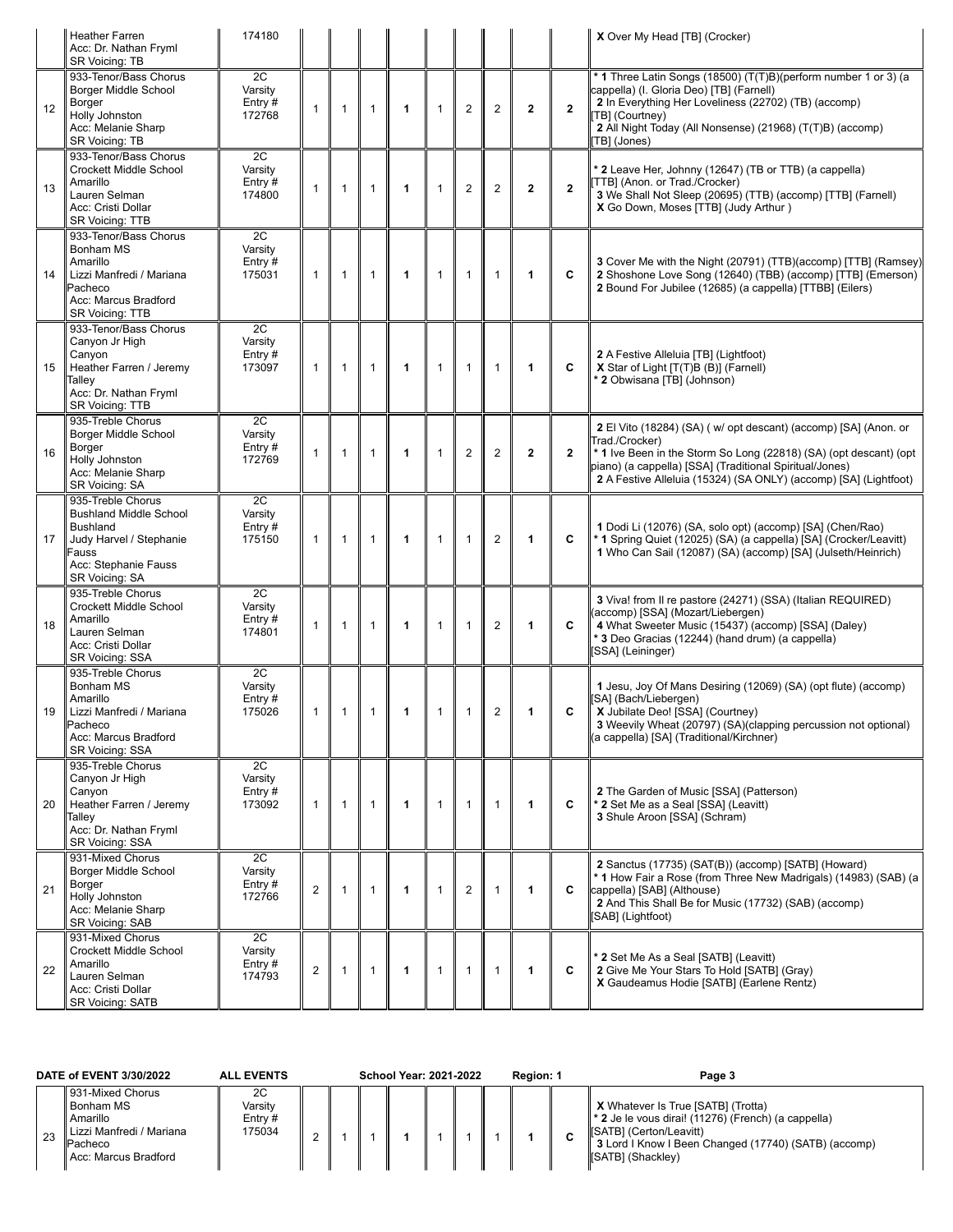| # | Entry | Class | | | | | | | | | | Selections |
|---|---|---|---|---|---|---|---|---|---|---|---|---|
| | Heather Farren<br>Acc: Dr. Nathan Fryml<br>SR Voicing: TB | 174180 | | | | | | | | | | **X** Over My Head [TB] (Crocker) |
| 12 | 933-Tenor/Bass Chorus<br>Borger Middle School<br>Borger<br>Holly Johnston<br>Acc: Melanie Sharp<br>SR Voicing: TB | 2C<br>Varsity<br>Entry #<br>172768 | 1 | 1 | 1 | **1** | 1 | 2 | 2 | **2** | **2** | * **1** Three Latin Songs (18500) (T(T)B)(perform number 1 or 3) (a cappella) (I. Gloria Deo) [TB] (Farnell)<br>**2** In Everything Her Loveliness (22702) (TB) (accomp) [TB] (Courtney)<br>**2** All Night Today (All Nonsense) (21968) (T(T)B) (accomp) [TB] (Jones) |
| 13 | 933-Tenor/Bass Chorus<br>Crockett Middle School<br>Amarillo<br>Lauren Selman<br>Acc: Cristi Dollar<br>SR Voicing: TTB | 2C<br>Varsity<br>Entry #<br>174800 | 1 | 1 | 1 | **1** | 1 | 2 | 2 | **2** | **2** | * **2** Leave Her, Johnny (12647) (TB or TTB) (a cappella) [TTB] (Anon. or Trad./Crocker)<br>**3** We Shall Not Sleep (20695) (TTB) (accomp) [TTB] (Farnell)<br>**X** Go Down, Moses [TTB] (Judy Arthur ) |
| 14 | 933-Tenor/Bass Chorus<br>Bonham MS<br>Amarillo<br>Lizzi Manfredi / Mariana Pacheco<br>Acc: Marcus Bradford<br>SR Voicing: TTB | 2C<br>Varsity<br>Entry #<br>175031 | 1 | 1 | 1 | **1** | 1 | 1 | 1 | **1** | **C** | **3** Cover Me with the Night (20791) (TTB)(accomp) [TTB] (Ramsey)<br>**2** Shoshone Love Song (12640) (TBB) (accomp) [TTB] (Emerson)<br>**2** Bound For Jubilee (12685) (a cappella) [TTBB] (Eilers) |
| 15 | 933-Tenor/Bass Chorus<br>Canyon Jr High<br>Canyon<br>Heather Farren / Jeremy Talley<br>Acc: Dr. Nathan Fryml<br>SR Voicing: TTB | 2C<br>Varsity<br>Entry #<br>173097 | 1 | 1 | 1 | **1** | 1 | 1 | 1 | **1** | **C** | **2** A Festive Alleluia [TB] (Lightfoot)<br>**X** Star of Light [T(T)B (B)] (Farnell)<br>* **2** Obwisana [TB] (Johnson) |
| 16 | 935-Treble Chorus<br>Borger Middle School<br>Borger<br>Holly Johnston<br>Acc: Melanie Sharp<br>SR Voicing: SA | 2C<br>Varsity<br>Entry #<br>172769 | 1 | 1 | 1 | **1** | 1 | 2 | 2 | **2** | **2** | **2** El Vito (18284) (SA) ( w/ opt descant) (accomp) [SA] (Anon. or Trad./Crocker)<br>* **1** Ive Been in the Storm So Long (22818) (SA) (opt descant) (opt piano) (a cappella) [SSA] (Traditional Spiritual/Jones)<br>**2** A Festive Alleluia (15324) (SA ONLY) (accomp) [SA] (Lightfoot) |
| 17 | 935-Treble Chorus<br>Bushland Middle School<br>Bushland<br>Judy Harvel / Stephanie Fauss<br>Acc: Stephanie Fauss<br>SR Voicing: SA | 2C<br>Varsity<br>Entry #<br>175150 | 1 | 1 | 1 | **1** | 1 | 1 | 2 | **1** | **C** | **1** Dodi Li (12076) (SA, solo opt) (accomp) [SA] (Chen/Rao)<br>* **1** Spring Quiet (12025) (SA) (a cappella) [SA] (Crocker/Leavitt)<br>**1** Who Can Sail (12087) (SA) (accomp) [SA] (Julseth/Heinrich) |
| 18 | 935-Treble Chorus<br>Crockett Middle School<br>Amarillo<br>Lauren Selman<br>Acc: Cristi Dollar<br>SR Voicing: SSA | 2C<br>Varsity<br>Entry #<br>174801 | 1 | 1 | 1 | **1** | 1 | 1 | 2 | **1** | **C** | **3** Viva! from Il re pastore (24271) (SSA) (Italian REQUIRED) (accomp) [SSA] (Mozart/Liebergen)<br>**4** What Sweeter Music (15437) (accomp) [SSA] (Daley)<br>* **3** Deo Gracias (12244) (hand drum) (a cappella) [SSA] (Leininger) |
| 19 | 935-Treble Chorus<br>Bonham MS<br>Amarillo<br>Lizzi Manfredi / Mariana Pacheco<br>Acc: Marcus Bradford<br>SR Voicing: SSA | 2C<br>Varsity<br>Entry #<br>175026 | 1 | 1 | 1 | **1** | 1 | 1 | 2 | **1** | **C** | **1** Jesu, Joy Of Mans Desiring (12069) (SA) (opt flute) (accomp) [SA] (Bach/Liebergen)<br>**X** Jubilate Deo! [SSA] (Courtney)<br>**3** Weevily Wheat (20797) (SA)(clapping percussion not optional) (a cappella) [SA] (Traditional/Kirchner) |
| 20 | 935-Treble Chorus<br>Canyon Jr High<br>Canyon<br>Heather Farren / Jeremy Talley<br>Acc: Dr. Nathan Fryml<br>SR Voicing: SSA | 2C<br>Varsity<br>Entry #<br>173092 | 1 | 1 | 1 | **1** | 1 | 1 | 1 | **1** | **C** | **2** The Garden of Music [SSA] (Patterson)<br>* **2** Set Me as a Seal [SSA] (Leavitt)<br>**3** Shule Aroon [SSA] (Schram) |
| 21 | 931-Mixed Chorus<br>Borger Middle School<br>Borger<br>Holly Johnston<br>Acc: Melanie Sharp<br>SR Voicing: SAB | 2C<br>Varsity<br>Entry #<br>172766 | 2 | 1 | 1 | **1** | 1 | 2 | 1 | **1** | **C** | **2** Sanctus (17735) (SAT(B)) (accomp) [SATB] (Howard)<br>* **1** How Fair a Rose (from Three New Madrigals) (14983) (SAB) (a cappella) [SAB] (Althouse)<br>**2** And This Shall Be for Music (17732) (SAB) (accomp) [SAB] (Lightfoot) |
| 22 | 931-Mixed Chorus<br>Crockett Middle School<br>Amarillo<br>Lauren Selman<br>Acc: Cristi Dollar<br>SR Voicing: SATB | 2C<br>Varsity<br>Entry #<br>174793 | 2 | 1 | 1 | **1** | 1 | 1 | 1 | **1** | **C** | * **2** Set Me As a Seal [SATB] (Leavitt)<br>**2** Give Me Your Stars To Hold [SATB] (Gray)<br>**X** Gaudeamus Hodie [SATB] (Earlene Rentz) |

**DATE of EVENT 3/30/2022** **ALL EVENTS** **School Year: 2021-2022** **Region: 1** **Page 3**

| # | Entry | Class | | | | | | | | | | Selections |
|---|---|---|---|---|---|---|---|---|---|---|---|---|
| 23 | 931-Mixed Chorus<br>Bonham MS<br>Amarillo<br>Lizzi Manfredi / Mariana Pacheco<br>Acc: Marcus Bradford | 2C<br>Varsity<br>Entry #<br>175034 | 2 | 1 | 1 | **1** | 1 | 1 | 1 | **1** | **C** | **X** Whatever Is True [SATB] (Trotta)<br>* **2** Je le vous dirai! (11276) (French) (a cappella) [SATB] (Certon/Leavitt)<br>**3** Lord I Know I Been Changed (17740) (SATB) (accomp) [SATB] (Shackley) |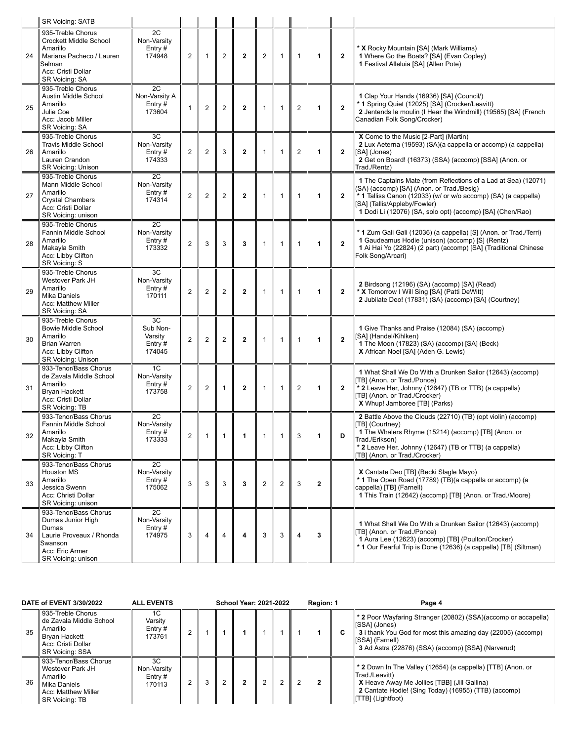| # | Entry | Class | Stage 1 | Stage 2 | Stage 3 | Stage Final | SR 1 | SR 2 | SR 3 | SR Final | Award | Selections |
|---|---|---|---|---|---|---|---|---|---|---|---|---|
| | SR Voicing: SATB | | | | | | | | | | | |
| 24 | 935-Treble Chorus<br>Crockett Middle School<br>Amarillo<br>Mariana Pacheco / Lauren Selman<br>Acc: Cristi Dollar<br>SR Voicing: SA | 2C<br>Non-Varsity<br>Entry #<br>174948 | 2 | 1 | 2 | **2** | 2 | 1 | 1 | **1** | **2** | * **X** Rocky Mountain [SA] (Mark Williams)<br>**1** Where Go the Boats? [SA] (Evan Copley)<br>**1** Festival Alleluia [SA] (Allen Pote) |
| 25 | 935-Treble Chorus<br>Austin Middle School<br>Amarillo<br>Julie Coe<br>Acc: Jacob Miller<br>SR Voicing: SA | 2C<br>Non-Varsity A<br>Entry #<br>173604 | 1 | 2 | 2 | **2** | 1 | 1 | 2 | **1** | **2** | **1** Clap Your Hands (16936) [SA] (Council/)<br>* **1** Spring Quiet (12025) [SA] (Crocker/Leavitt)<br>**2** Jentends le moulin (I Hear the Windmill) (19565) [SA] (French Canadian Folk Song/Crocker) |
| 26 | 935-Treble Chorus<br>Travis Middle School<br>Amarillo<br>Lauren Crandon<br>SR Voicing: Unison | 3C<br>Non-Varsity<br>Entry #<br>174333 | 2 | 2 | 3 | **2** | 1 | 1 | 2 | **1** | **2** | **X** Come to the Music [2-Part] (Martin)<br>**2** Lux Aeterna (19593) (SA)(a cappella or accomp) (a cappella) [SA] (Jones)<br>**2** Get on Board! (16373) (SSA) (accomp) [SSA] (Anon. or Trad./Rentz) |
| 27 | 935-Treble Chorus<br>Mann Middle School<br>Amarillo<br>Crystal Chambers<br>Acc: Cristi Dollar<br>SR Voicing: unison | 2C<br>Non-Varsity<br>Entry #<br>174314 | 2 | 2 | 2 | **2** | 1 | 1 | 1 | **1** | **2** | **1** The Captains Mate (from Reflections of a Lad at Sea) (12071) (SA) (accomp) [SA] (Anon. or Trad./Besig)<br>* **1** Talliss Canon (12033) (w/ or w/o accomp) (SA) (a cappella) [SA] (Tallis/Appleby/Fowler)<br>**1** Dodi Li (12076) (SA, solo opt) (accomp) [SA] (Chen/Rao) |
| 28 | 935-Treble Chorus<br>Fannin Middle School<br>Amarillo<br>Makayla Smith<br>Acc: Libby Clifton<br>SR Voicing: S | 2C<br>Non-Varsity<br>Entry #<br>173332 | 2 | 3 | 3 | **3** | 1 | 1 | 1 | **1** | **2** | * **1** Zum Gali Gali (12036) (a cappella) [S] (Anon. or Trad./Terri)<br>**1** Gaudeamus Hodie (unison) (accomp) [S] (Rentz)<br>**1** Ai Hai Yo (22824) (2 part) (accomp) [SA] (Traditional Chinese Folk Song/Arcari) |
| 29 | 935-Treble Chorus<br>Westover Park JH<br>Amarillo<br>Mika Daniels<br>Acc: Matthew Miller<br>SR Voicing: SA | 3C<br>Non-Varsity<br>Entry #<br>170111 | 2 | 2 | 2 | **2** | 1 | 1 | 1 | **1** | **2** | **2** Birdsong (12196) (SA) (accomp) [SA] (Read)<br>* **X** Tomorrow I Will Sing [SA] (Patti DeWitt)<br>**2** Jubilate Deo! (17831) (SA) (accomp) [SA] (Courtney) |
| 30 | 935-Treble Chorus<br>Bowie Middle School<br>Amarillo<br>Brian Warren<br>Acc: Libby Clifton<br>SR Voicing: Unison | 3C<br>Sub Non-Varsity<br>Entry #<br>174045 | 2 | 2 | 2 | **2** | 1 | 1 | 1 | **1** | **2** | **1** Give Thanks and Praise (12084) (SA) (accomp) [SA] (Handel/Kihlken)<br>**1** The Moon (17823) (SA) (accomp) [SA] (Beck)<br>**X** African Noel [SA] (Aden G. Lewis) |
| 31 | 933-Tenor/Bass Chorus<br>de Zavala Middle School<br>Amarillo<br>Bryan Hackett<br>Acc: Cristi Dollar<br>SR Voicing: TB | 1C<br>Non-Varsity<br>Entry #<br>173758 | 2 | 2 | 1 | **2** | 1 | 1 | 2 | **1** | **2** | **1** What Shall We Do With a Drunken Sailor (12643) (accomp) [TB] (Anon. or Trad./Ponce)<br>* **2** Leave Her, Johnny (12647) (TB or TTB) (a cappella) [TB] (Anon. or Trad./Crocker)<br>**X** Whup! Jamboree [TB] (Parks) |
| 32 | 933-Tenor/Bass Chorus<br>Fannin Middle School<br>Amarillo<br>Makayla Smith<br>Acc: Libby Clifton<br>SR Voicing: T | 2C<br>Non-Varsity<br>Entry #<br>173333 | 2 | 1 | 1 | **1** | 1 | 1 | 3 | **1** | **D** | **2** Battle Above the Clouds (22710) (TB) (opt violin) (accomp) [TB] (Courtney)<br>**1** The Whalers Rhyme (15214) (accomp) [TB] (Anon. or Trad./Erikson)<br>* **2** Leave Her, Johnny (12647) (TB or TTB) (a cappella) [TB] (Anon. or Trad./Crocker) |
| 33 | 933-Tenor/Bass Chorus<br>Houston MS<br>Amarillo<br>Jessica Swenn<br>Acc: Christi Dollar<br>SR Voicing: unison | 2C<br>Non-Varsity<br>Entry #<br>175062 | 3 | 3 | 3 | **3** | 2 | 2 | 3 | **2** | | **X** Cantate Deo [TB] (Becki Slagle Mayo)<br>* **1** The Open Road (17789) (TB)(a cappella or accomp) (a cappella) [TB] (Farnell)<br>**1** This Train (12642) (accomp) [TB] (Anon. or Trad./Moore) |
| 34 | 933-Tenor/Bass Chorus<br>Dumas Junior High<br>Dumas<br>Laurie Proveaux / Rhonda Swanson<br>Acc: Eric Armer<br>SR Voicing: unison | 2C<br>Non-Varsity<br>Entry #<br>174975 | 3 | 4 | 4 | **4** | 3 | 3 | 4 | **3** | | **1** What Shall We Do With a Drunken Sailor (12643) (accomp) [TB] (Anon. or Trad./Ponce)<br>**1** Aura Lee (12623) (accomp) [TB] (Poulton/Crocker)<br>* **1** Our Fearful Trip is Done (12636) (a cappella) [TB] (Siltman) |

**DATE of EVENT 3/30/2022** **ALL EVENTS** **School Year: 2021-2022** **Region: 1**

| # | Entry | Class | Stage 1 | Stage 2 | Stage 3 | Stage Final | SR 1 | SR 2 | SR 3 | SR Final | Award | Selections |
|---|---|---|---|---|---|---|---|---|---|---|---|---|
| 35 | 935-Treble Chorus<br>de Zavala Middle School<br>Amarillo<br>Bryan Hackett<br>Acc: Cristi Dollar<br>SR Voicing: SSA | 1C<br>Varsity<br>Entry #<br>173761 | 2 | 1 | 1 | **1** | 1 | 1 | 1 | **1** | **C** | * **2** Poor Wayfaring Stranger (20802) (SSA)(accomp or accapella) [SSA] (Jones)<br>**3** i thank You God for most this amazing day (22005) (accomp) [SSA] (Farnell)<br>**3** Ad Astra (22876) (SSA) (accomp) [SSA] (Narverud) |
| 36 | 933-Tenor/Bass Chorus<br>Westover Park JH<br>Amarillo<br>Mika Daniels<br>Acc: Matthew Miller<br>SR Voicing: TB | 3C<br>Non-Varsity<br>Entry #<br>170113 | 2 | 3 | 2 | **2** | 2 | 2 | 2 | **2** | | * **2** Down In The Valley (12654) (a cappella) [TTB] (Anon. or Trad./Leavitt)<br>**X** Heave Away Me Jollies [TBB] (Jill Gallina)<br>**2** Cantate Hodie! (Sing Today) (16955) (TTB) (accomp) [TTB] (Lightfoot) |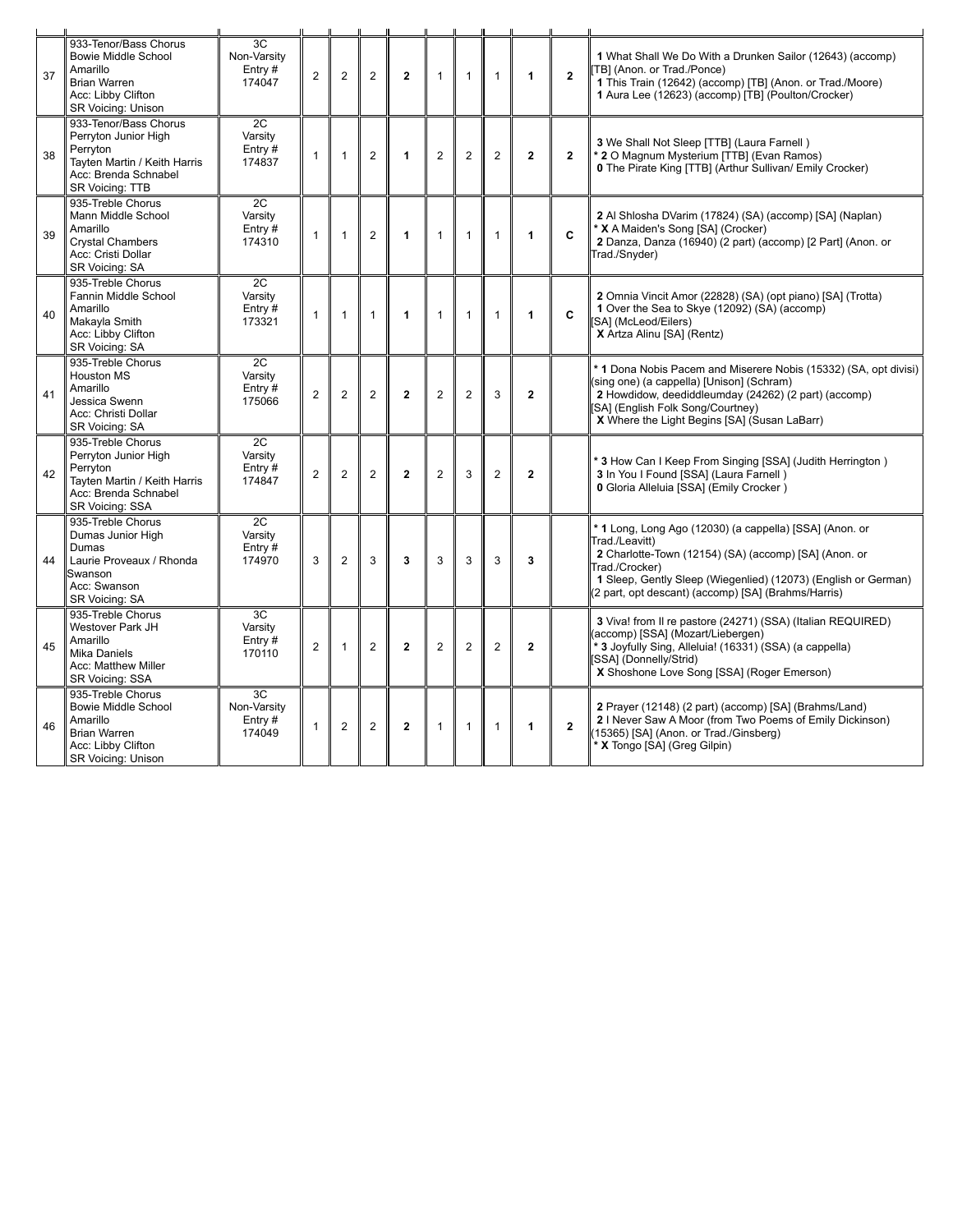| | | | | | | | | | | | | |
|---|---|---|---|---|---|---|---|---|---|---|---|---|
| 37 | 933-Tenor/Bass Chorus<br>Bowie Middle School<br>Amarillo<br>Brian Warren<br>Acc: Libby Clifton<br>SR Voicing: Unison | 3C<br>Non-Varsity<br>Entry #<br>174047 | 2 | 2 | 2 | **2** | 1 | 1 | 1 | **1** | **2** | **1** What Shall We Do With a Drunken Sailor (12643) (accomp) [TB] (Anon. or Trad./Ponce)<br>**1** This Train (12642) (accomp) [TB] (Anon. or Trad./Moore)<br>**1** Aura Lee (12623) (accomp) [TB] (Poulton/Crocker) |
| 38 | 933-Tenor/Bass Chorus<br>Perryton Junior High<br>Perryton<br>Tayten Martin / Keith Harris<br>Acc: Brenda Schnabel<br>SR Voicing: TTB | 2C<br>Varsity<br>Entry #<br>174837 | 1 | 1 | 2 | **1** | 2 | 2 | 2 | **2** | **2** | **3** We Shall Not Sleep [TTB] (Laura Farnell )<br>* **2** O Magnum Mysterium [TTB] (Evan Ramos)<br>**0** The Pirate King [TTB] (Arthur Sullivan/ Emily Crocker) |
| 39 | 935-Treble Chorus<br>Mann Middle School<br>Amarillo<br>Crystal Chambers<br>Acc: Cristi Dollar<br>SR Voicing: SA | 2C<br>Varsity<br>Entry #<br>174310 | 1 | 1 | 2 | **1** | 1 | 1 | 1 | **1** | **C** | **2** Al Shlosha DVarim (17824) (SA) (accomp) [SA] (Naplan)<br>* **X** A Maiden's Song [SA] (Crocker)<br>**2** Danza, Danza (16940) (2 part) (accomp) [2 Part] (Anon. or Trad./Snyder) |
| 40 | 935-Treble Chorus<br>Fannin Middle School<br>Amarillo<br>Makayla Smith<br>Acc: Libby Clifton<br>SR Voicing: SA | 2C<br>Varsity<br>Entry #<br>173321 | 1 | 1 | 1 | **1** | 1 | 1 | 1 | **1** | **C** | **2** Omnia Vincit Amor (22828) (SA) (opt piano) [SA] (Trotta)<br>**1** Over the Sea to Skye (12092) (SA) (accomp) [SA] (McLeod/Eilers)<br>**X** Artza Alinu [SA] (Rentz) |
| 41 | 935-Treble Chorus<br>Houston MS<br>Amarillo<br>Jessica Swenn<br>Acc: Christi Dollar<br>SR Voicing: SA | 2C<br>Varsity<br>Entry #<br>175066 | 2 | 2 | 2 | **2** | 2 | 2 | 3 | **2** | | * **1** Dona Nobis Pacem and Miserere Nobis (15332) (SA, opt divisi) (sing one) (a cappella) [Unison] (Schram)<br>**2** Howdidow, deediddleumday (24262) (2 part) (accomp) [SA] (English Folk Song/Courtney)<br>**X** Where the Light Begins [SA] (Susan LaBarr) |
| 42 | 935-Treble Chorus<br>Perryton Junior High<br>Perryton<br>Tayten Martin / Keith Harris<br>Acc: Brenda Schnabel<br>SR Voicing: SSA | 2C<br>Varsity<br>Entry #<br>174847 | 2 | 2 | 2 | **2** | 2 | 3 | 2 | **2** | | * **3** How Can I Keep From Singing [SSA] (Judith Herrington )<br>**3** In You I Found [SSA] (Laura Farnell )<br>**0** Gloria Alleluia [SSA] (Emily Crocker ) |
| 44 | 935-Treble Chorus<br>Dumas Junior High<br>Dumas<br>Laurie Proveaux / Rhonda Swanson<br>Acc: Swanson<br>SR Voicing: SA | 2C<br>Varsity<br>Entry #<br>174970 | 3 | 2 | 3 | **3** | 3 | 3 | 3 | **3** | | * **1** Long, Long Ago (12030) (a cappella) [SSA] (Anon. or Trad./Leavitt)<br>**2** Charlotte-Town (12154) (SA) (accomp) [SA] (Anon. or Trad./Crocker)<br>**1** Sleep, Gently Sleep (Wiegenlied) (12073) (English or German) (2 part, opt descant) (accomp) [SA] (Brahms/Harris) |
| 45 | 935-Treble Chorus<br>Westover Park JH<br>Amarillo<br>Mika Daniels<br>Acc: Matthew Miller<br>SR Voicing: SSA | 3C<br>Varsity<br>Entry #<br>170110 | 2 | 1 | 2 | **2** | 2 | 2 | 2 | **2** | | **3** Viva! from Il re pastore (24271) (SSA) (Italian REQUIRED) (accomp) [SSA] (Mozart/Liebergen)<br>* **3** Joyfully Sing, Alleluia! (16331) (SSA) (a cappella) [SSA] (Donnelly/Strid)<br>**X** Shoshone Love Song [SSA] (Roger Emerson) |
| 46 | 935-Treble Chorus<br>Bowie Middle School<br>Amarillo<br>Brian Warren<br>Acc: Libby Clifton<br>SR Voicing: Unison | 3C<br>Non-Varsity<br>Entry #<br>174049 | 1 | 2 | 2 | **2** | 1 | 1 | 1 | **1** | **2** | **2** Prayer (12148) (2 part) (accomp) [SA] (Brahms/Land)<br>**2** I Never Saw A Moor (from Two Poems of Emily Dickinson) (15365) [SA] (Anon. or Trad./Ginsberg)<br>* **X** Tongo [SA] (Greg Gilpin) |